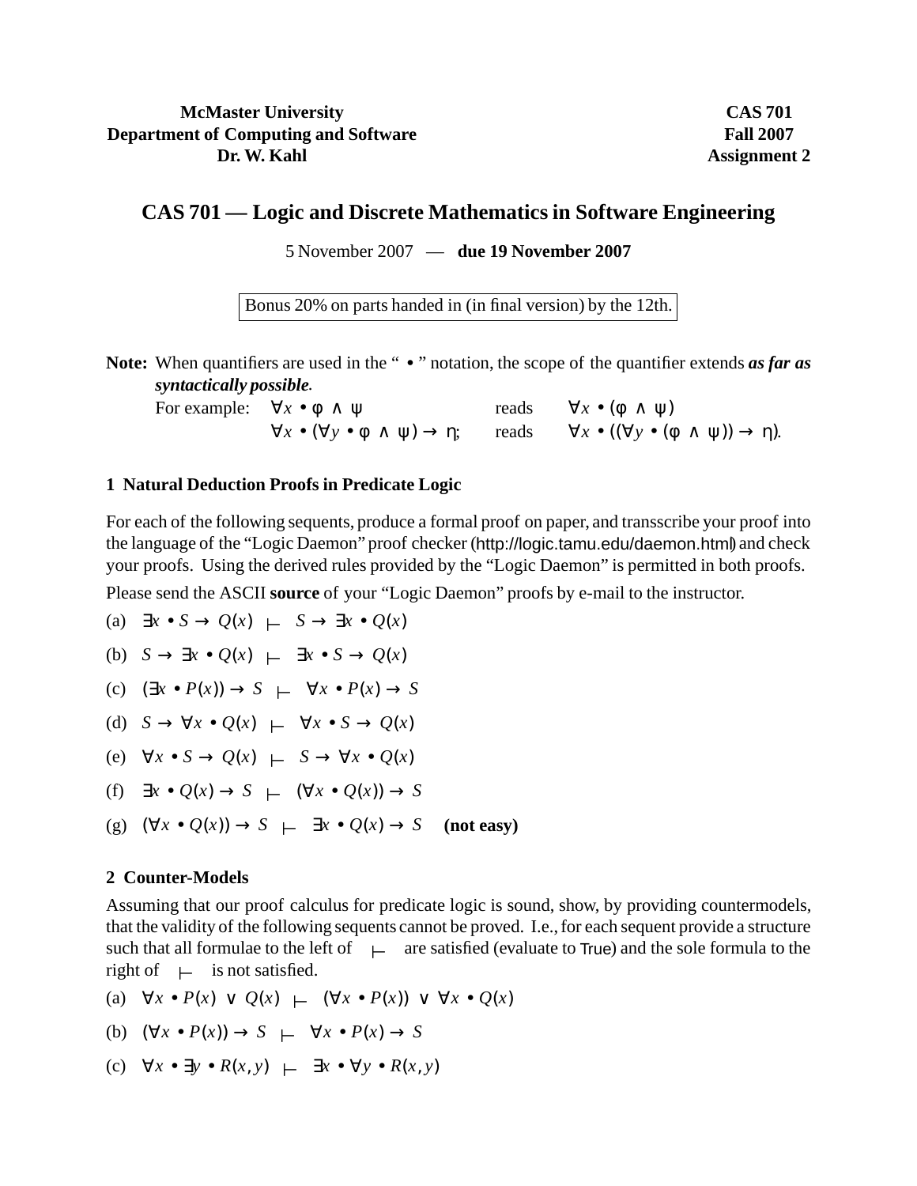**McMaster University**
**Department of Computing and Software**
**Dr. W. Kahl**

**CAS 701**
**Fall 2007**
**Assignment 2**

# CAS 701 — Logic and Discrete Mathematics in Software Engineering

5 November 2007 — **due 19 November 2007**

Bonus 20% on parts handed in (in final version) by the 12th.

**Note:** When quantifiers are used in the " $\bullet$ " notation, the scope of the quantifier extends ***as far as syntactically possible***.

For example: $\forall x \bullet \varphi \wedge \psi$ reads $\forall x \bullet (\varphi \wedge \psi)$

$\forall x \bullet (\forall y \bullet \varphi \wedge \psi) \rightarrow \eta$; reads $\forall x \bullet ((\forall y \bullet (\varphi \wedge \psi)) \rightarrow \eta)$.

## 1 Natural Deduction Proofs in Predicate Logic

For each of the following sequents, produce a formal proof on paper, and transscribe your proof into the language of the "Logic Daemon" proof checker (http://logic.tamu.edu/daemon.html) and check your proofs. Using the derived rules provided by the "Logic Daemon" is permitted in both proofs.

Please send the ASCII **source** of your "Logic Daemon" proofs by e-mail to the instructor.

(a) $\exists x \bullet S \rightarrow Q(x) \;\vdash\; S \rightarrow \exists x \bullet Q(x)$

(b) $S \rightarrow \exists x \bullet Q(x) \;\vdash\; \exists x \bullet S \rightarrow Q(x)$

(c) $(\exists x \bullet P(x)) \rightarrow S \;\vdash\; \forall x \bullet P(x) \rightarrow S$

(d) $S \rightarrow \forall x \bullet Q(x) \;\vdash\; \forall x \bullet S \rightarrow Q(x)$

(e) $\forall x \bullet S \rightarrow Q(x) \;\vdash\; S \rightarrow \forall x \bullet Q(x)$

(f) $\exists x \bullet Q(x) \rightarrow S \;\vdash\; (\forall x \bullet Q(x)) \rightarrow S$

(g) $(\forall x \bullet Q(x)) \rightarrow S \;\vdash\; \exists x \bullet Q(x) \rightarrow S$ **(not easy)**

## 2 Counter-Models

Assuming that our proof calculus for predicate logic is sound, show, by providing countermodels, that the validity of the following sequents cannot be proved. I.e., for each sequent provide a structure such that all formulae to the left of $\vdash$ are satisfied (evaluate to True) and the sole formula to the right of $\vdash$ is not satisfied.

(a) $\forall x \bullet P(x) \vee Q(x) \;\vdash\; (\forall x \bullet P(x)) \vee \forall x \bullet Q(x)$

(b) $(\forall x \bullet P(x)) \rightarrow S \;\vdash\; \forall x \bullet P(x) \rightarrow S$

(c) $\forall x \bullet \exists y \bullet R(x,y) \;\vdash\; \exists x \bullet \forall y \bullet R(x,y)$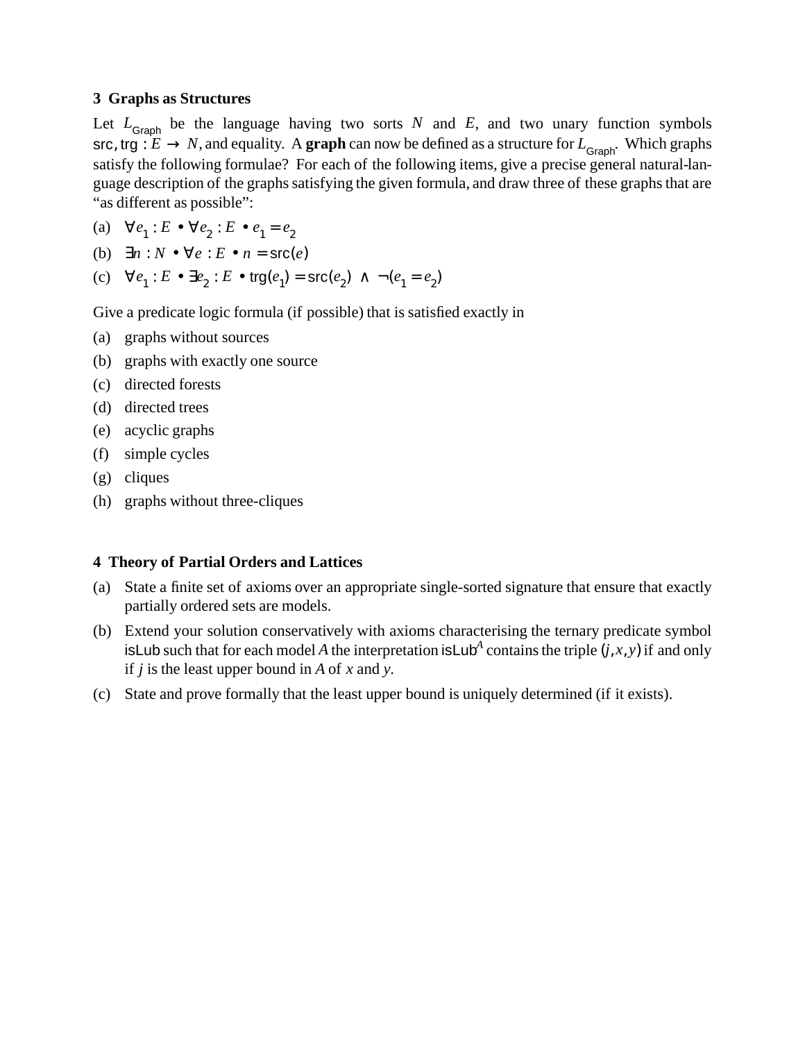## 3 Graphs as Structures

Let $L_{\mathsf{Graph}}$ be the language having two sorts $N$ and $E$, and two unary function symbols $\mathsf{src}, \mathsf{trg} : E \to N$, and equality. A **graph** can now be defined as a structure for $L_{\mathsf{Graph}}$. Which graphs satisfy the following formulae? For each of the following items, give a precise general natural-language description of the graphs satisfying the given formula, and draw three of these graphs that are "as different as possible":

(a) $\forall e_1 : E \bullet \forall e_2 : E \bullet e_1 = e_2$

(b) $\exists n : N \bullet \forall e : E \bullet n = \mathsf{src}(e)$

(c) $\forall e_1 : E \bullet \exists e_2 : E \bullet \mathsf{trg}(e_1) = \mathsf{src}(e_2) \ \wedge \ \neg(e_1 = e_2)$

Give a predicate logic formula (if possible) that is satisfied exactly in

(a) graphs without sources

(b) graphs with exactly one source

(c) directed forests

(d) directed trees

(e) acyclic graphs

(f) simple cycles

(g) cliques

(h) graphs without three-cliques

## 4 Theory of Partial Orders and Lattices

(a) State a finite set of axioms over an appropriate single-sorted signature that ensure that exactly partially ordered sets are models.

(b) Extend your solution conservatively with axioms characterising the ternary predicate symbol $\mathsf{isLub}$ such that for each model $A$ the interpretation $\mathsf{isLub}^A$ contains the triple $(j, x, y)$ if and only if $j$ is the least upper bound in $A$ of $x$ and $y$.

(c) State and prove formally that the least upper bound is uniquely determined (if it exists).